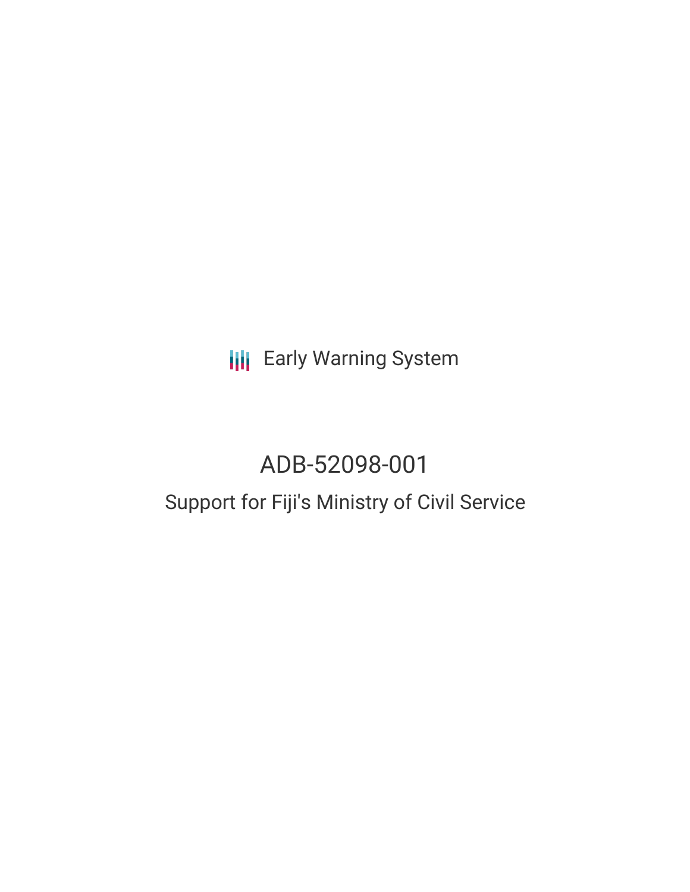Early Warning System

# ADB-52098-001

## Support for Fiji's Ministry of Civil Service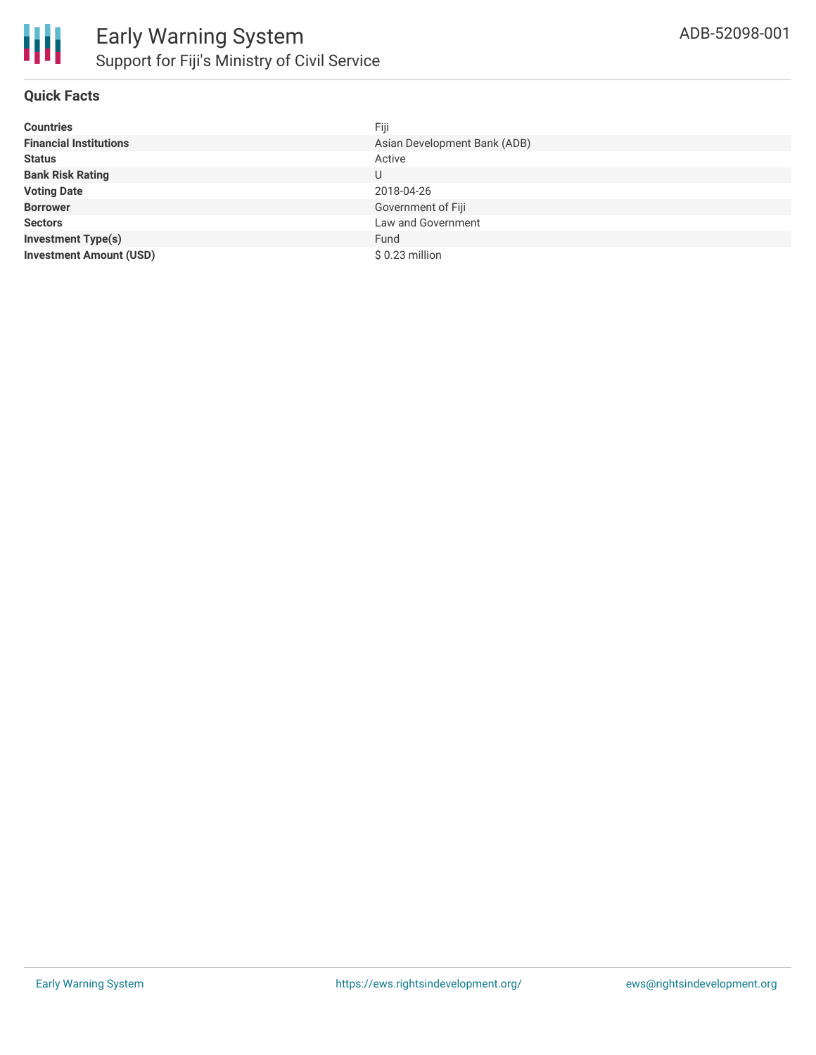# Early Warning System

## Support for Fiji's Missry of Civil Service

ADB-52098-001

### Quick Facts

| | |
|---|---|
| **Countries** | Fiji |
| **Financial Institutions** | Asian Development Bank (ADB) |
| **Status** | Active |
| **Bank Risk Rating** | U |
| **Voting Date** | 2018-04-26 |
| **Borrower** | Government of Fiji |
| **Sectors** | Law and Government |
| **Investment Type(s)** | Fund |
| **Investment Amount (USD)** | $ 0.23 million |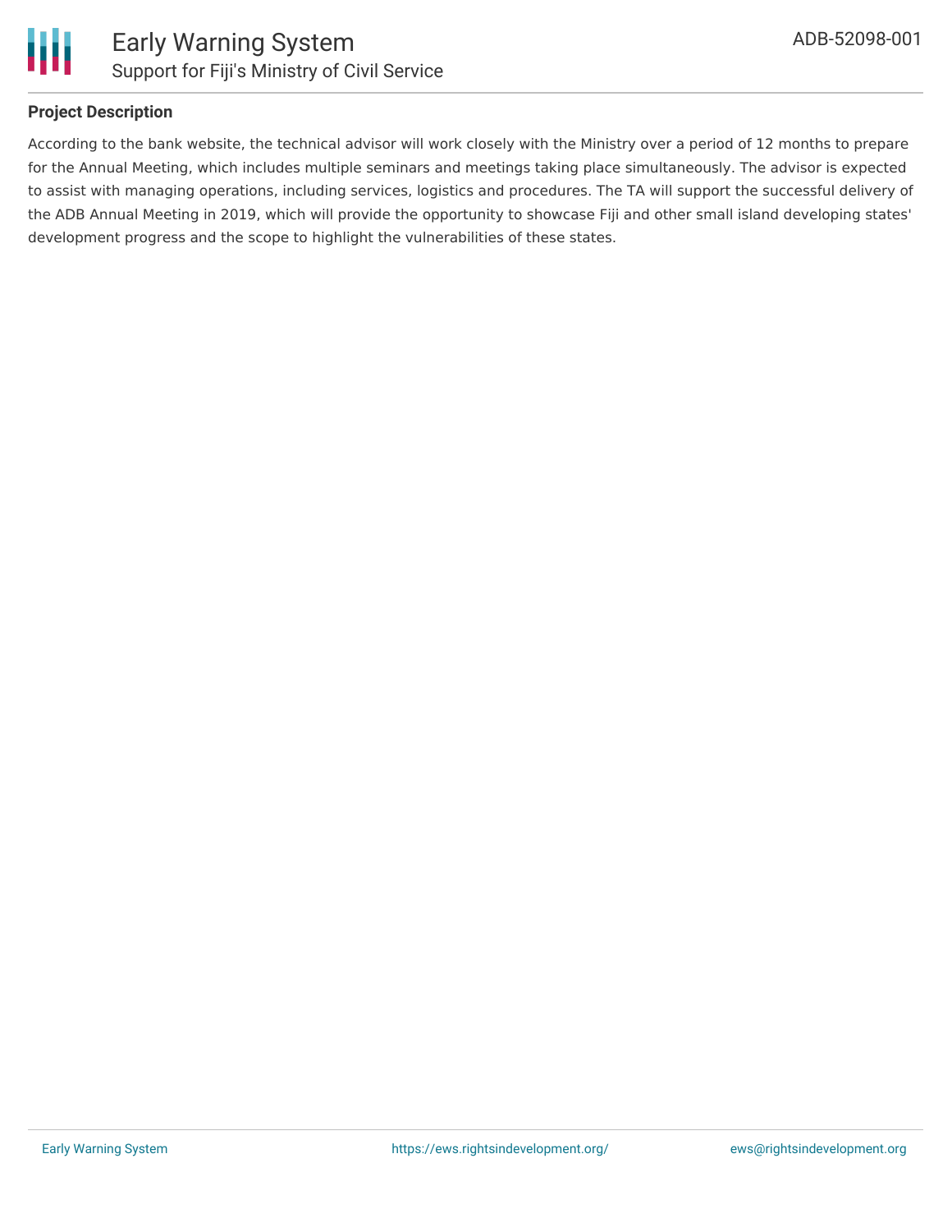### Project Description

According to the bank website, the technical advisor will work closely with the Ministry over a period of 12 months to prepare for the Annual Meeting, which includes multiple seminars and meetings taking place simultaneously. The advisor is expected to assist with managing operations, including services, logistics and procedures. The TA will support the successful delivery of the ADB Annual Meeting in 2019, which will provide the opportunity to showcase Fiji and other small island developing states' development progress and the scope to highlight the vulnerabilities of these states.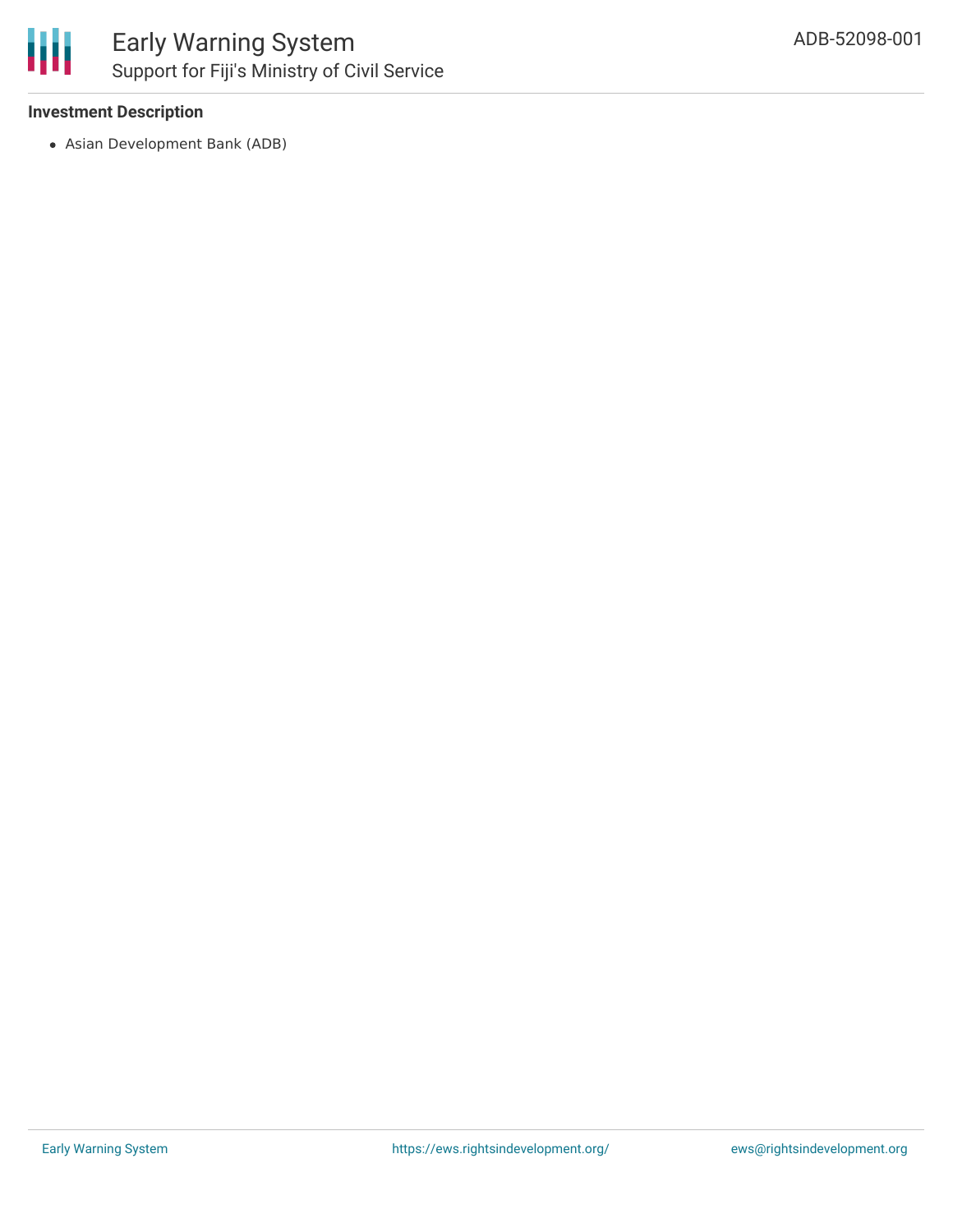**Investment Description**

- Asian Development Bank (ADB)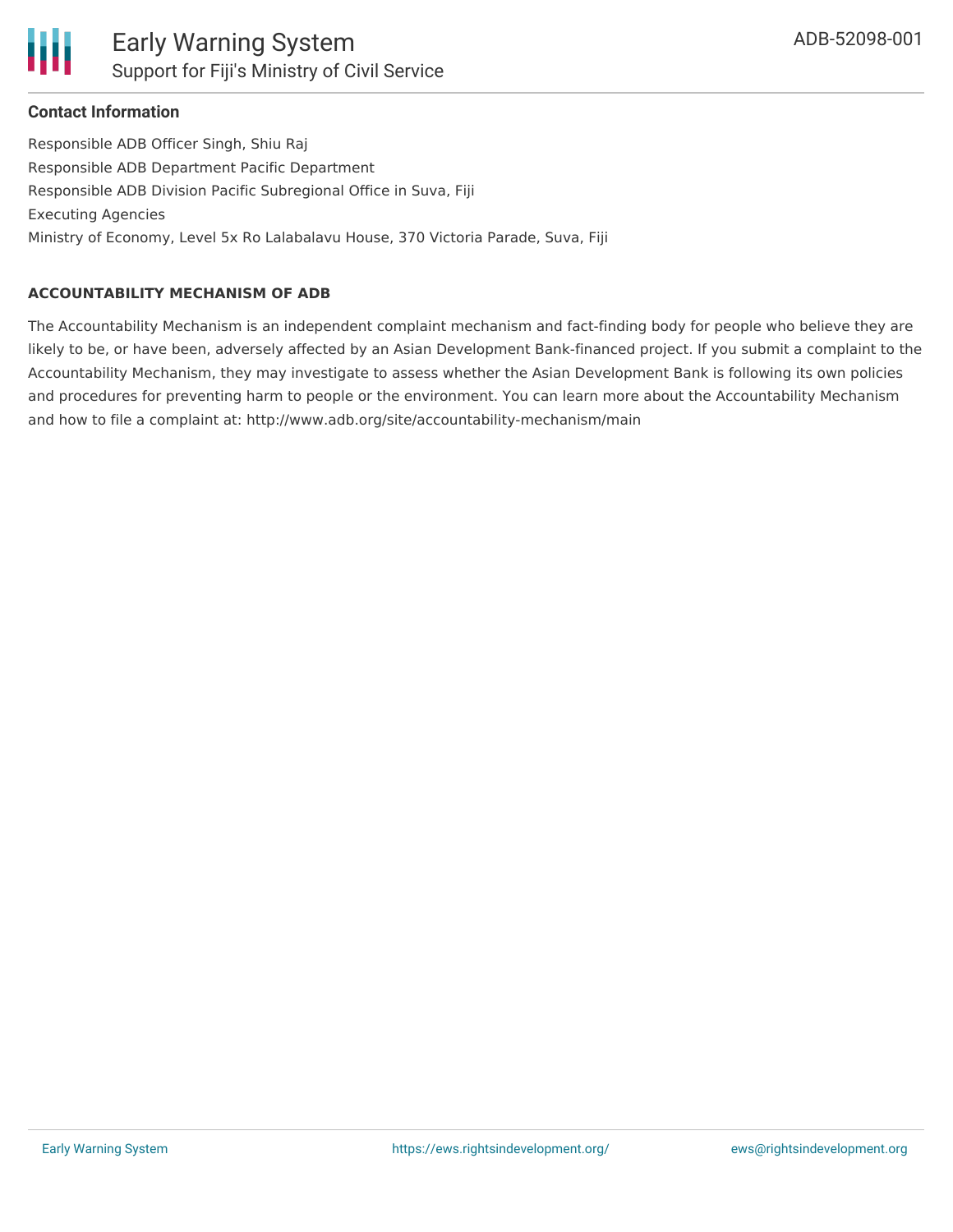## Contact Information

Responsible ADB Officer Singh, Shiu Raj
Responsible ADB Department Pacific Department
Responsible ADB Division Pacific Subregional Office in Suva, Fiji
Executing Agencies
Ministry of Economy, Level 5x Ro Lalabalavu House, 370 Victoria Parade, Suva, Fiji

### ACCOUNTABILITY MECHANISM OF ADB

The Accountability Mechanism is an independent complaint mechanism and fact-finding body for people who believe they are likely to be, or have been, adversely affected by an Asian Development Bank-financed project. If you submit a complaint to the Accountability Mechanism, they may investigate to assess whether the Asian Development Bank is following its own policies and procedures for preventing harm to people or the environment. You can learn more about the Accountability Mechanism and how to file a complaint at: http://www.adb.org/site/accountability-mechanism/main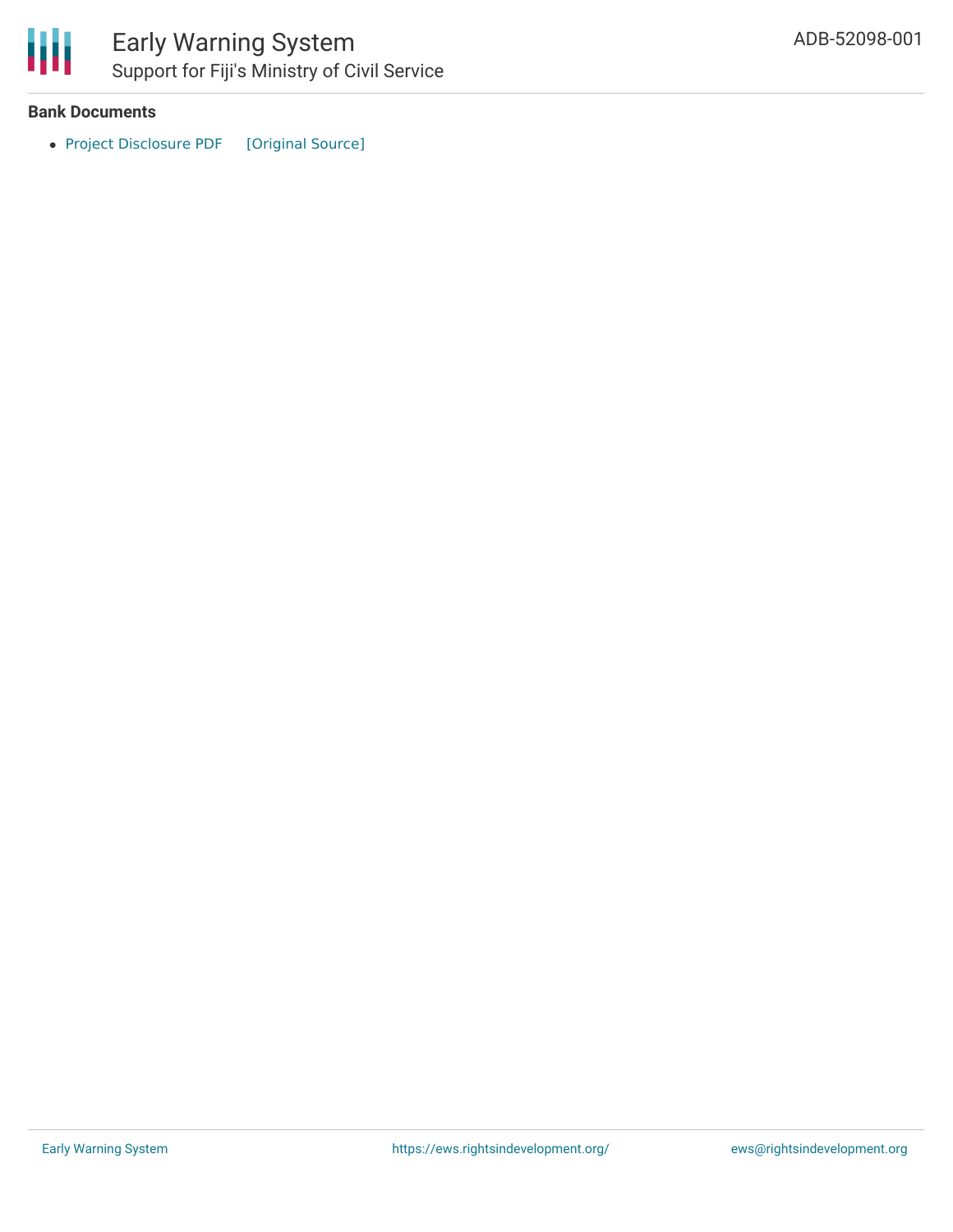**Bank Documents**

- Project Disclosure PDF [Original Source]